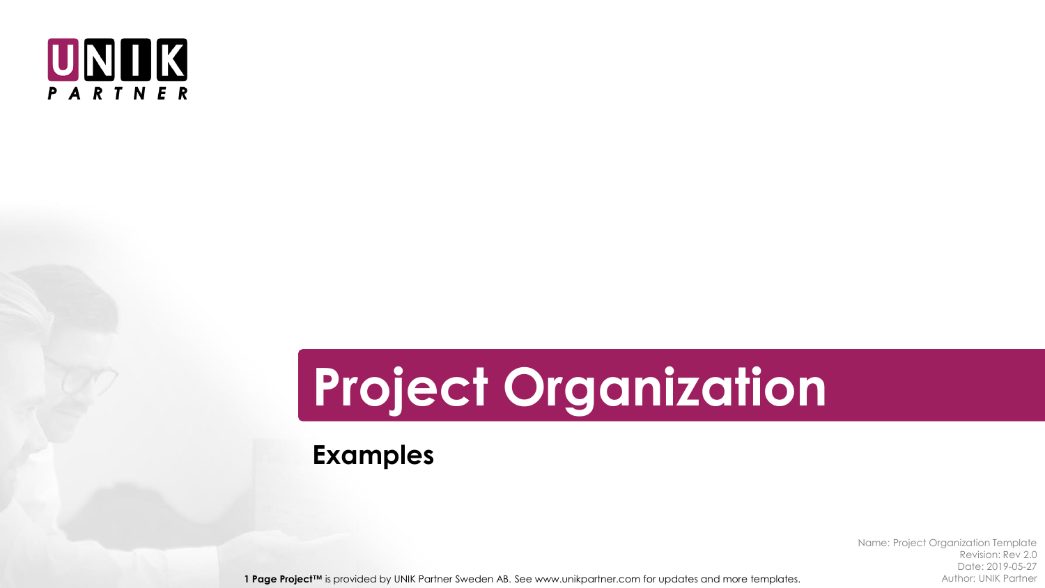UNIK PARTNER

# Project Organization

## Examples

Name: Project Organization Template
Revision: Rev 2.0
Date: 2019-05-27
Author: UNIK Partner

**1 Page Project™** is provided by UNIK Partner Sweden AB. See www.unikpartner.com for updates and more templates.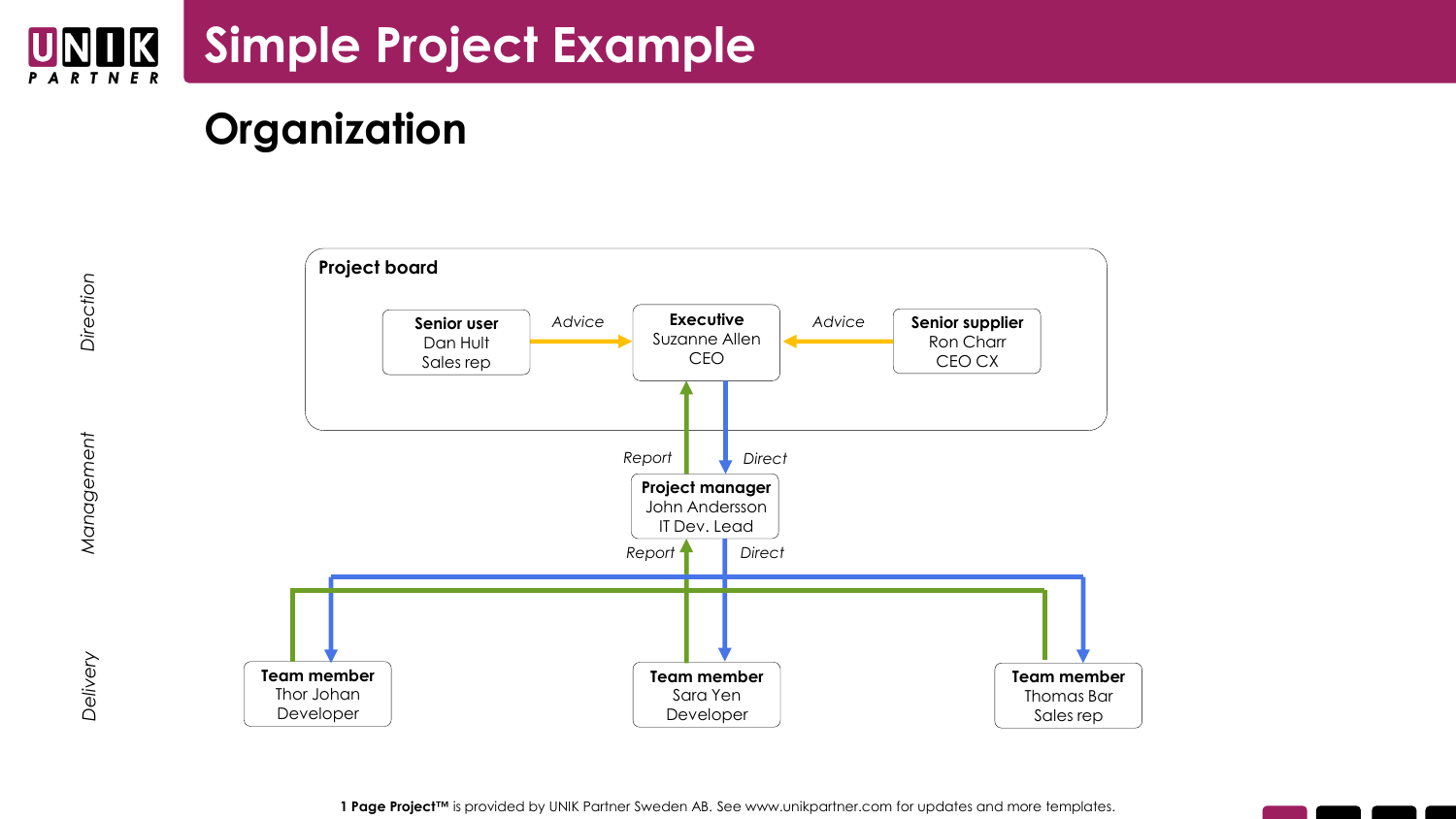# Simple Project Example

## Organization

*Direction*

**Project board**

**Senior user**
Dan Hult
Sales rep

*Advice*

**Executive**
Suzanne Allen
CEO

*Advice*

**Senior supplier**
Ron Charr
CEO CX

*Management*

*Report* *Direct*

**Project manager**
John Andersson
IT Dev. Lead

*Report* *Direct*

*Delivery*

**Team member**
Thor Johan
Developer

**Team member**
Sara Yen
Developer

**Team member**
Thomas Bar
Sales rep

**1 Page Project™** is provided by UNIK Partner Sweden AB. See www.unikpartner.com for updates and more templates.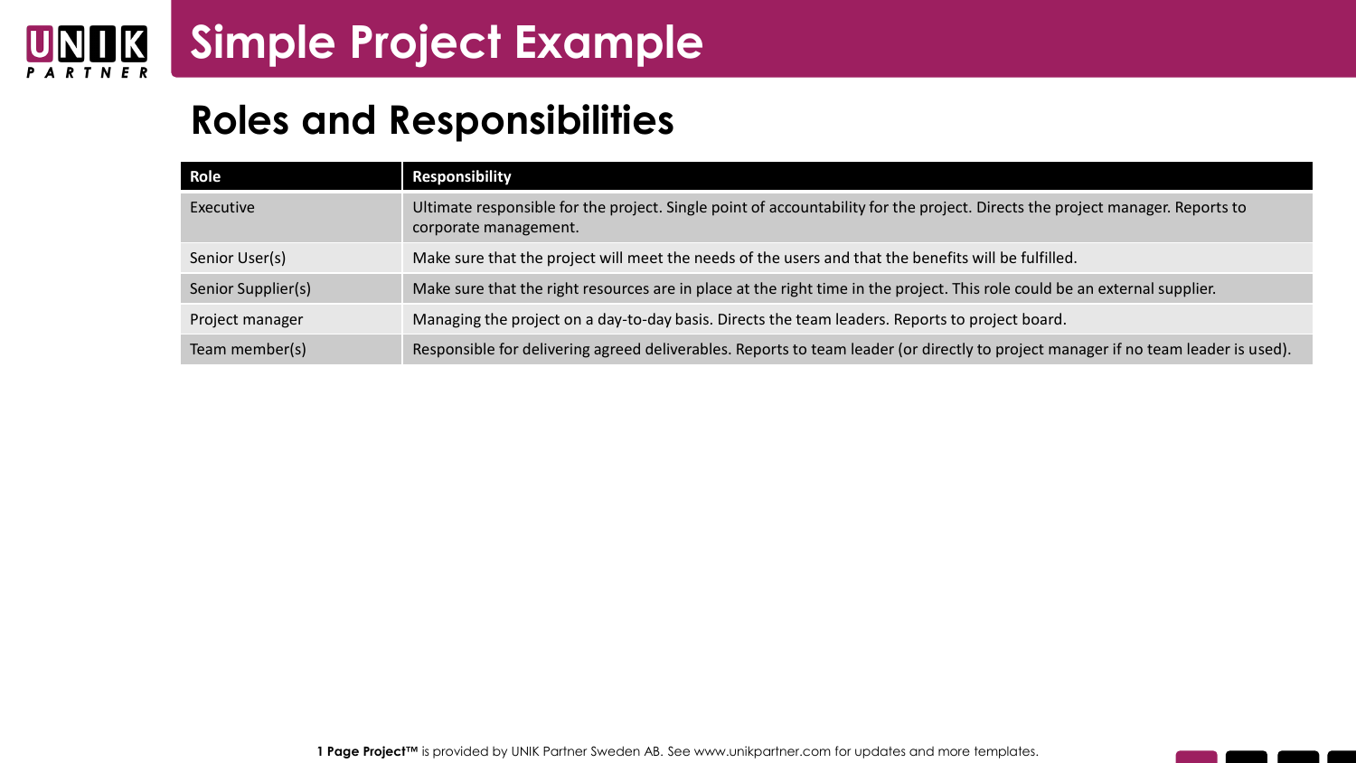# Simple Project Example

## Roles and Responsibilities

| Role | Responsibility |
| --- | --- |
| Executive | Ultimate responsible for the project. Single point of accountability for the project. Directs the project manager. Reports to corporate management. |
| Senior User(s) | Make sure that the project will meet the needs of the users and that the benefits will be fulfilled. |
| Senior Supplier(s) | Make sure that the right resources are in place at the right time in the project. This role could be an external supplier. |
| Project manager | Managing the project on a day-to-day basis. Directs the team leaders. Reports to project board. |
| Team member(s) | Responsible for delivering agreed deliverables. Reports to team leader (or directly to project manager if no team leader is used). |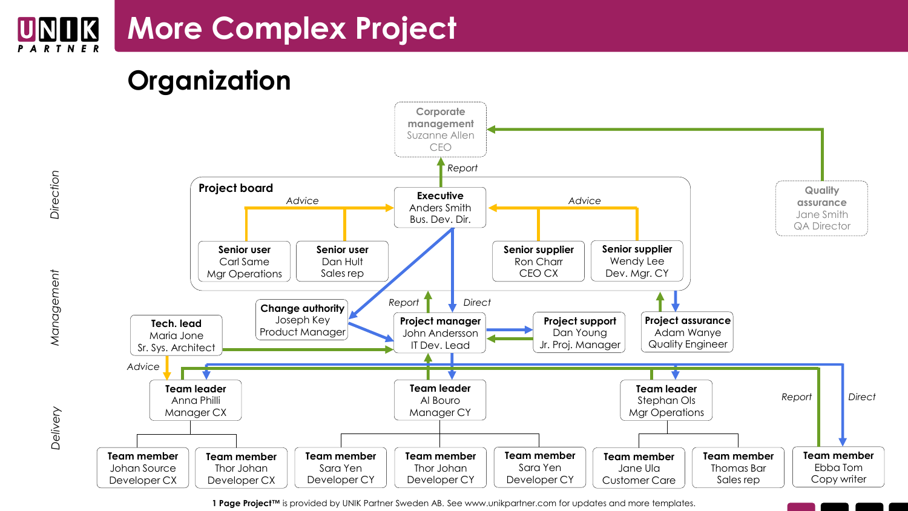# More Complex Project

## Organization

*Direction*

**Corporate management**
Suzanne Allen
CEO

*Report*

**Project board**

**Executive**
Anders Smith
Bus. Dev. Dir.

*Advice*

**Senior user**
Carl Same
Mgr Operations

**Senior user**
Dan Hult
Sales rep

*Advice*

**Senior supplier**
Ron Charr
CEO CX

**Senior supplier**
Wendy Lee
Dev. Mgr. CY

**Quality assurance**
Jane Smith
QA Director

*Management*

**Change authority**
Joseph Key
Product Manager

*Report* *Direct*

**Project manager**
John Andersson
IT Dev. Lead

**Project support**
Dan Young
Jr. Proj. Manager

**Project assurance**
Adam Wanye
Quality Engineer

**Tech. lead**
Maria Jone
Sr. Sys. Architect

*Advice*

*Delivery*

**Team leader**
Anna Philli
Manager CX

**Team leader**
Al Bouro
Manager CY

**Team leader**
Stephan Ols
Mgr Operations

*Report* *Direct*

**Team member**
Johan Source
Developer CX

**Team member**
Thor Johan
Developer CX

**Team member**
Sara Yen
Developer CY

**Team member**
Thor Johan
Developer CY

**Team member**
Sara Yen
Developer CY

**Team member**
Jane Ula
Customer Care

**Team member**
Thomas Bar
Sales rep

**Team member**
Ebba Tom
Copy writer

**1 Page Project™** is provided by UNIK Partner Sweden AB. See www.unikpartner.com for updates and more templates.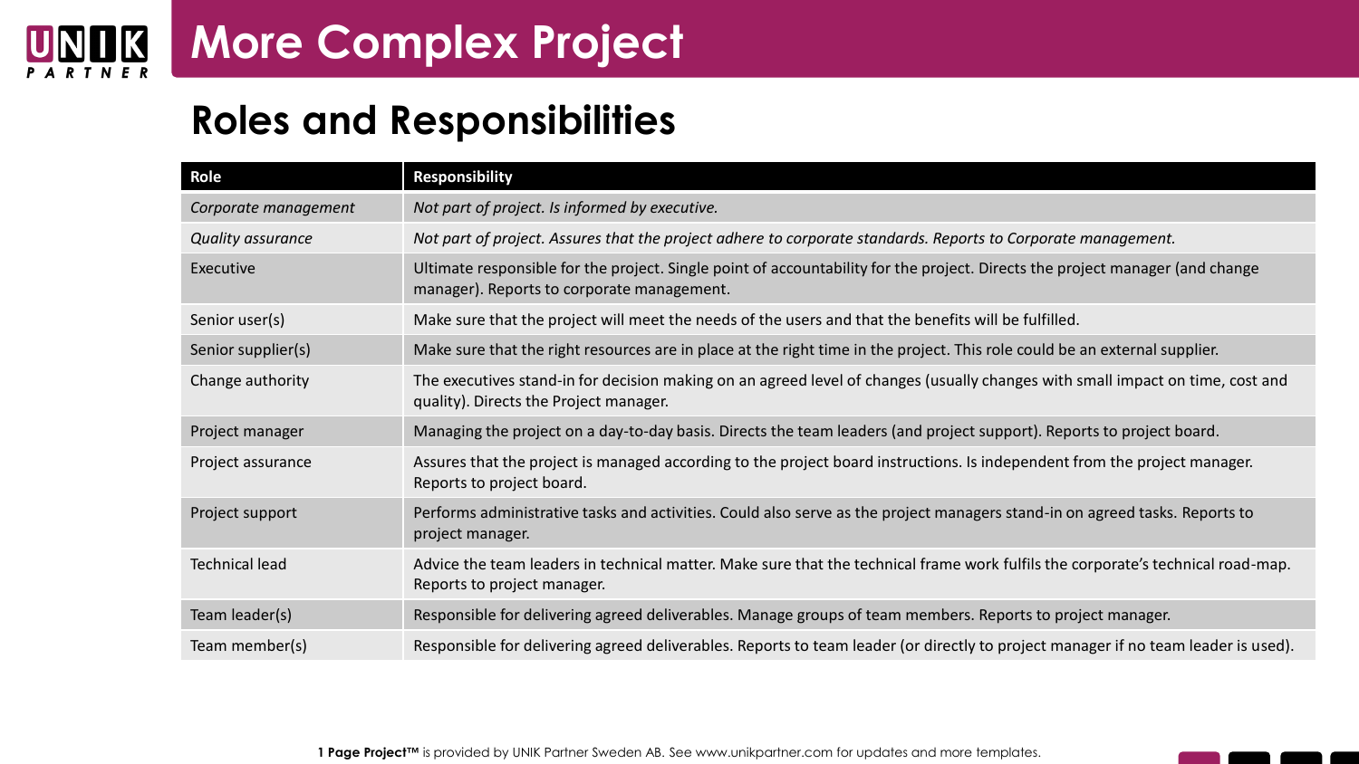# More Complex Project

## Roles and Responsibilities

| Role | Responsibility |
| --- | --- |
| *Corporate management* | *Not part of project. Is informed by executive.* |
| *Quality assurance* | *Not part of project. Assures that the project adhere to corporate standards. Reports to Corporate management.* |
| Executive | Ultimate responsible for the project. Single point of accountability for the project. Directs the project manager (and change manager). Reports to corporate management. |
| Senior user(s) | Make sure that the project will meet the needs of the users and that the benefits will be fulfilled. |
| Senior supplier(s) | Make sure that the right resources are in place at the right time in the project. This role could be an external supplier. |
| Change authority | The executives stand-in for decision making on an agreed level of changes (usually changes with small impact on time, cost and quality). Directs the Project manager. |
| Project manager | Managing the project on a day-to-day basis. Directs the team leaders (and project support). Reports to project board. |
| Project assurance | Assures that the project is managed according to the project board instructions. Is independent from the project manager. Reports to project board. |
| Project support | Performs administrative tasks and activities. Could also serve as the project managers stand-in on agreed tasks. Reports to project manager. |
| Technical lead | Advice the team leaders in technical matter. Make sure that the technical frame work fulfils the corporate's technical road-map. Reports to project manager. |
| Team leader(s) | Responsible for delivering agreed deliverables. Manage groups of team members. Reports to project manager. |
| Team member(s) | Responsible for delivering agreed deliverables. Reports to team leader (or directly to project manager if no team leader is used). |

**1 Page Project™** is provided by UNIK Partner Sweden AB. See www.unikpartner.com for updates and more templates.